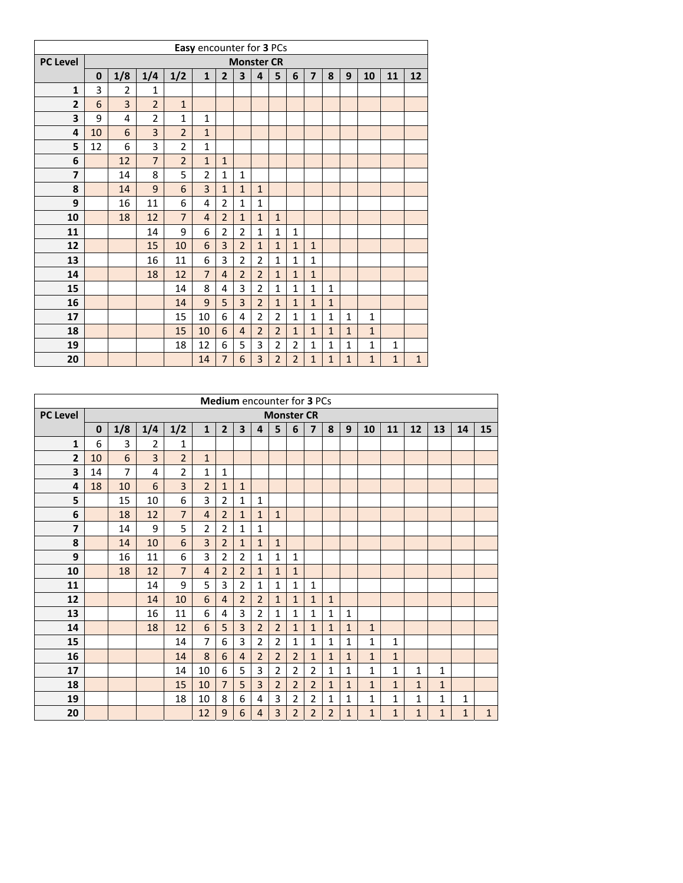| Easy encounter for 3 PCs | | | | | | | | | | | | | | | | |
|---|---|---|---|---|---|---|---|---|---|---|---|---|---|---|---|---|
| PC Level | Monster CR | | | | | | | | | | | | | | | |
| | 0 | 1/8 | 1/4 | 1/2 | 1 | 2 | 3 | 4 | 5 | 6 | 7 | 8 | 9 | 10 | 11 | 12 |
| 1 | 3 | 2 | 1 | | | | | | | | | | | | | |
| 2 | 6 | 3 | 2 | 1 | | | | | | | | | | | | |
| 3 | 9 | 4 | 2 | 1 | 1 | | | | | | | | | | | |
| 4 | 10 | 6 | 3 | 2 | 1 | | | | | | | | | | | |
| 5 | 12 | 6 | 3 | 2 | 1 | | | | | | | | | | | |
| 6 | | 12 | 7 | 2 | 1 | 1 | | | | | | | | | | |
| 7 | | 14 | 8 | 5 | 2 | 1 | 1 | | | | | | | | | |
| 8 | | 14 | 9 | 6 | 3 | 1 | 1 | 1 | | | | | | | | |
| 9 | | 16 | 11 | 6 | 4 | 2 | 1 | 1 | | | | | | | | |
| 10 | | 18 | 12 | 7 | 4 | 2 | 1 | 1 | 1 | | | | | | | |
| 11 | | | 14 | 9 | 6 | 2 | 2 | 1 | 1 | 1 | | | | | | |
| 12 | | | 15 | 10 | 6 | 3 | 2 | 1 | 1 | 1 | 1 | | | | | |
| 13 | | | 16 | 11 | 6 | 3 | 2 | 2 | 1 | 1 | 1 | | | | | |
| 14 | | | 18 | 12 | 7 | 4 | 2 | 2 | 1 | 1 | 1 | | | | | |
| 15 | | | | 14 | 8 | 4 | 3 | 2 | 1 | 1 | 1 | 1 | | | | |
| 16 | | | | 14 | 9 | 5 | 3 | 2 | 1 | 1 | 1 | 1 | | | | |
| 17 | | | | 15 | 10 | 6 | 4 | 2 | 2 | 1 | 1 | 1 | 1 | 1 | | |
| 18 | | | | 15 | 10 | 6 | 4 | 2 | 2 | 1 | 1 | 1 | 1 | 1 | | |
| 19 | | | | 18 | 12 | 6 | 5 | 3 | 2 | 2 | 1 | 1 | 1 | 1 | 1 | |
| 20 | | | | | 14 | 7 | 6 | 3 | 2 | 2 | 1 | 1 | 1 | 1 | 1 | 1 |

| Medium encounter for 3 PCs | | | | | | | | | | | | | | | | | | | |
|---|---|---|---|---|---|---|---|---|---|---|---|---|---|---|---|---|---|---|---|
| PC Level | Monster CR | | | | | | | | | | | | | | | | | | |
| | 0 | 1/8 | 1/4 | 1/2 | 1 | 2 | 3 | 4 | 5 | 6 | 7 | 8 | 9 | 10 | 11 | 12 | 13 | 14 | 15 |
| 1 | 6 | 3 | 2 | 1 | | | | | | | | | | | | | | | |
| 2 | 10 | 6 | 3 | 2 | 1 | | | | | | | | | | | | | | |
| 3 | 14 | 7 | 4 | 2 | 1 | 1 | | | | | | | | | | | | | |
| 4 | 18 | 10 | 6 | 3 | 2 | 1 | 1 | | | | | | | | | | | | |
| 5 | | 15 | 10 | 6 | 3 | 2 | 1 | 1 | | | | | | | | | | | |
| 6 | | 18 | 12 | 7 | 4 | 2 | 1 | 1 | 1 | | | | | | | | | | |
| 7 | | 14 | 9 | 5 | 2 | 2 | 1 | 1 | | | | | | | | | | | |
| 8 | | 14 | 10 | 6 | 3 | 2 | 1 | 1 | 1 | | | | | | | | | | |
| 9 | | 16 | 11 | 6 | 3 | 2 | 2 | 1 | 1 | 1 | | | | | | | | | |
| 10 | | 18 | 12 | 7 | 4 | 2 | 2 | 1 | 1 | 1 | | | | | | | | | |
| 11 | | | 14 | 9 | 5 | 3 | 2 | 1 | 1 | 1 | 1 | | | | | | | | |
| 12 | | | 14 | 10 | 6 | 4 | 2 | 2 | 1 | 1 | 1 | 1 | | | | | | | |
| 13 | | | 16 | 11 | 6 | 4 | 3 | 2 | 1 | 1 | 1 | 1 | 1 | | | | | | |
| 14 | | | 18 | 12 | 6 | 5 | 3 | 2 | 2 | 1 | 1 | 1 | 1 | 1 | | | | | |
| 15 | | | | 14 | 7 | 6 | 3 | 2 | 2 | 1 | 1 | 1 | 1 | 1 | 1 | | | | |
| 16 | | | | 14 | 8 | 6 | 4 | 2 | 2 | 2 | 1 | 1 | 1 | 1 | 1 | | | | |
| 17 | | | | 14 | 10 | 6 | 5 | 3 | 2 | 2 | 2 | 1 | 1 | 1 | 1 | 1 | 1 | | |
| 18 | | | | 15 | 10 | 7 | 5 | 3 | 2 | 2 | 2 | 1 | 1 | 1 | 1 | 1 | 1 | | |
| 19 | | | | 18 | 10 | 8 | 6 | 4 | 3 | 2 | 2 | 1 | 1 | 1 | 1 | 1 | 1 | 1 | |
| 20 | | | | | 12 | 9 | 6 | 4 | 3 | 2 | 2 | 2 | 1 | 1 | 1 | 1 | 1 | 1 | 1 |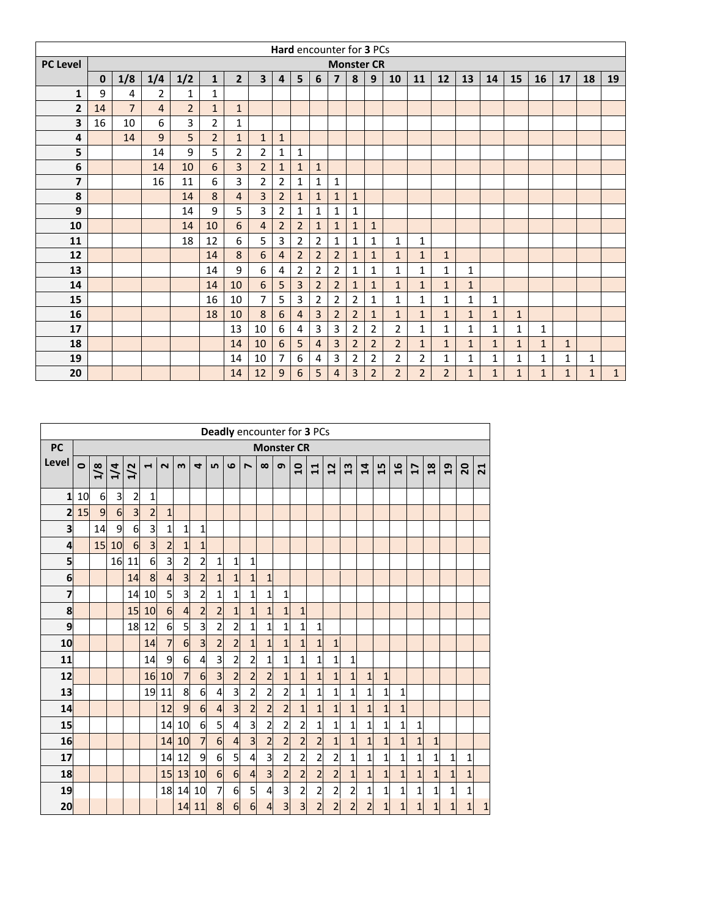| Hard encounter for 3 PCs | | | | | | | | | | | | | | | | | | | | | | | |
|---|---|---|---|---|---|---|---|---|---|---|---|---|---|---|---|---|---|---|---|---|---|---|---|
| PC Level | Monster CR | | | | | | | | | | | | | | | | | | | | | | |
| | 0 | 1/8 | 1/4 | 1/2 | 1 | 2 | 3 | 4 | 5 | 6 | 7 | 8 | 9 | 10 | 11 | 12 | 13 | 14 | 15 | 16 | 17 | 18 | 19 |
| 1 | 9 | 4 | 2 | 1 | 1 | | | | | | | | | | | | | | | | | | |
| 2 | 14 | 7 | 4 | 2 | 1 | 1 | | | | | | | | | | | | | | | | | |
| 3 | 16 | 10 | 6 | 3 | 2 | 1 | | | | | | | | | | | | | | | | | |
| 4 | | 14 | 9 | 5 | 2 | 1 | 1 | 1 | | | | | | | | | | | | | | | |
| 5 | | | 14 | 9 | 5 | 2 | 2 | 1 | 1 | | | | | | | | | | | | | | |
| 6 | | | 14 | 10 | 6 | 3 | 2 | 1 | 1 | 1 | | | | | | | | | | | | | |
| 7 | | | 16 | 11 | 6 | 3 | 2 | 2 | 1 | 1 | 1 | | | | | | | | | | | | |
| 8 | | | | 14 | 8 | 4 | 3 | 2 | 1 | 1 | 1 | 1 | | | | | | | | | | | |
| 9 | | | | 14 | 9 | 5 | 3 | 2 | 1 | 1 | 1 | 1 | | | | | | | | | | | |
| 10 | | | | 14 | 10 | 6 | 4 | 2 | 2 | 1 | 1 | 1 | 1 | | | | | | | | | | |
| 11 | | | | 18 | 12 | 6 | 5 | 3 | 2 | 2 | 1 | 1 | 1 | 1 | 1 | | | | | | | | |
| 12 | | | | | 14 | 8 | 6 | 4 | 2 | 2 | 2 | 1 | 1 | 1 | 1 | 1 | | | | | | | |
| 13 | | | | | 14 | 9 | 6 | 4 | 2 | 2 | 2 | 1 | 1 | 1 | 1 | 1 | 1 | | | | | | |
| 14 | | | | | 14 | 10 | 6 | 5 | 3 | 2 | 2 | 1 | 1 | 1 | 1 | 1 | 1 | | | | | | |
| 15 | | | | | 16 | 10 | 7 | 5 | 3 | 2 | 2 | 2 | 1 | 1 | 1 | 1 | 1 | 1 | | | | | |
| 16 | | | | | 18 | 10 | 8 | 6 | 4 | 3 | 2 | 2 | 1 | 1 | 1 | 1 | 1 | 1 | 1 | | | | |
| 17 | | | | | | 13 | 10 | 6 | 4 | 3 | 3 | 2 | 2 | 2 | 1 | 1 | 1 | 1 | 1 | 1 | | | |
| 18 | | | | | | 14 | 10 | 6 | 5 | 4 | 3 | 2 | 2 | 2 | 1 | 1 | 1 | 1 | 1 | 1 | 1 | | |
| 19 | | | | | | 14 | 10 | 7 | 6 | 4 | 3 | 2 | 2 | 2 | 2 | 1 | 1 | 1 | 1 | 1 | 1 | 1 | |
| 20 | | | | | | 14 | 12 | 9 | 6 | 5 | 4 | 3 | 2 | 2 | 2 | 2 | 1 | 1 | 1 | 1 | 1 | 1 | 1 |

| Deadly encounter for 3 PCs | | | | | | | | | | | | | | | | | | | | | | | | | |
|---|---|---|---|---|---|---|---|---|---|---|---|---|---|---|---|---|---|---|---|---|---|---|---|---|---|
| PC Level | Monster CR | | | | | | | | | | | | | | | | | | | | | | | | |
| | 0 | 1/8 | 1/4 | 1/2 | 1 | 2 | 3 | 4 | 5 | 6 | 7 | 8 | 9 | 10 | 11 | 12 | 13 | 14 | 15 | 16 | 17 | 18 | 19 | 20 | 21 |
| 1 | 10 | 6 | 3 | 2 | 1 | | | | | | | | | | | | | | | | | | | | |
| 2 | 15 | 9 | 6 | 3 | 2 | 1 | | | | | | | | | | | | | | | | | | | |
| 3 | | 14 | 9 | 6 | 3 | 1 | 1 | 1 | | | | | | | | | | | | | | | | | |
| 4 | | 15 | 10 | 6 | 3 | 2 | 1 | 1 | | | | | | | | | | | | | | | | | |
| 5 | | | 16 | 11 | 6 | 3 | 2 | 2 | 1 | 1 | 1 | | | | | | | | | | | | | | |
| 6 | | | | 14 | 8 | 4 | 3 | 2 | 1 | 1 | 1 | 1 | | | | | | | | | | | | | |
| 7 | | | | 14 | 10 | 5 | 3 | 2 | 1 | 1 | 1 | 1 | 1 | | | | | | | | | | | | |
| 8 | | | | 15 | 10 | 6 | 4 | 2 | 2 | 1 | 1 | 1 | 1 | 1 | | | | | | | | | | | |
| 9 | | | | 18 | 12 | 6 | 5 | 3 | 2 | 2 | 1 | 1 | 1 | 1 | 1 | | | | | | | | | | |
| 10 | | | | | 14 | 7 | 6 | 3 | 2 | 2 | 1 | 1 | 1 | 1 | 1 | 1 | | | | | | | | | |
| 11 | | | | | 14 | 9 | 6 | 4 | 3 | 2 | 2 | 1 | 1 | 1 | 1 | 1 | 1 | | | | | | | | |
| 12 | | | | | 16 | 10 | 7 | 6 | 3 | 2 | 2 | 2 | 1 | 1 | 1 | 1 | 1 | 1 | 1 | | | | | | |
| 13 | | | | | 19 | 11 | 8 | 6 | 4 | 3 | 2 | 2 | 2 | 1 | 1 | 1 | 1 | 1 | 1 | 1 | | | | | |
| 14 | | | | | | 12 | 9 | 6 | 4 | 3 | 2 | 2 | 2 | 1 | 1 | 1 | 1 | 1 | 1 | 1 | | | | | |
| 15 | | | | | | 14 | 10 | 6 | 5 | 4 | 3 | 2 | 2 | 2 | 1 | 1 | 1 | 1 | 1 | 1 | 1 | | | | |
| 16 | | | | | | 14 | 10 | 7 | 6 | 4 | 3 | 2 | 2 | 2 | 2 | 1 | 1 | 1 | 1 | 1 | 1 | 1 | | | |
| 17 | | | | | | 14 | 12 | 9 | 6 | 5 | 4 | 3 | 2 | 2 | 2 | 2 | 1 | 1 | 1 | 1 | 1 | 1 | 1 | 1 | |
| 18 | | | | | | 15 | 13 | 10 | 6 | 6 | 4 | 3 | 2 | 2 | 2 | 2 | 1 | 1 | 1 | 1 | 1 | 1 | 1 | 1 | |
| 19 | | | | | | 18 | 14 | 10 | 7 | 6 | 5 | 4 | 3 | 2 | 2 | 2 | 2 | 1 | 1 | 1 | 1 | 1 | 1 | 1 | |
| 20 | | | | | | | 14 | 11 | 8 | 6 | 6 | 4 | 3 | 3 | 2 | 2 | 2 | 2 | 1 | 1 | 1 | 1 | 1 | 1 | 1 |